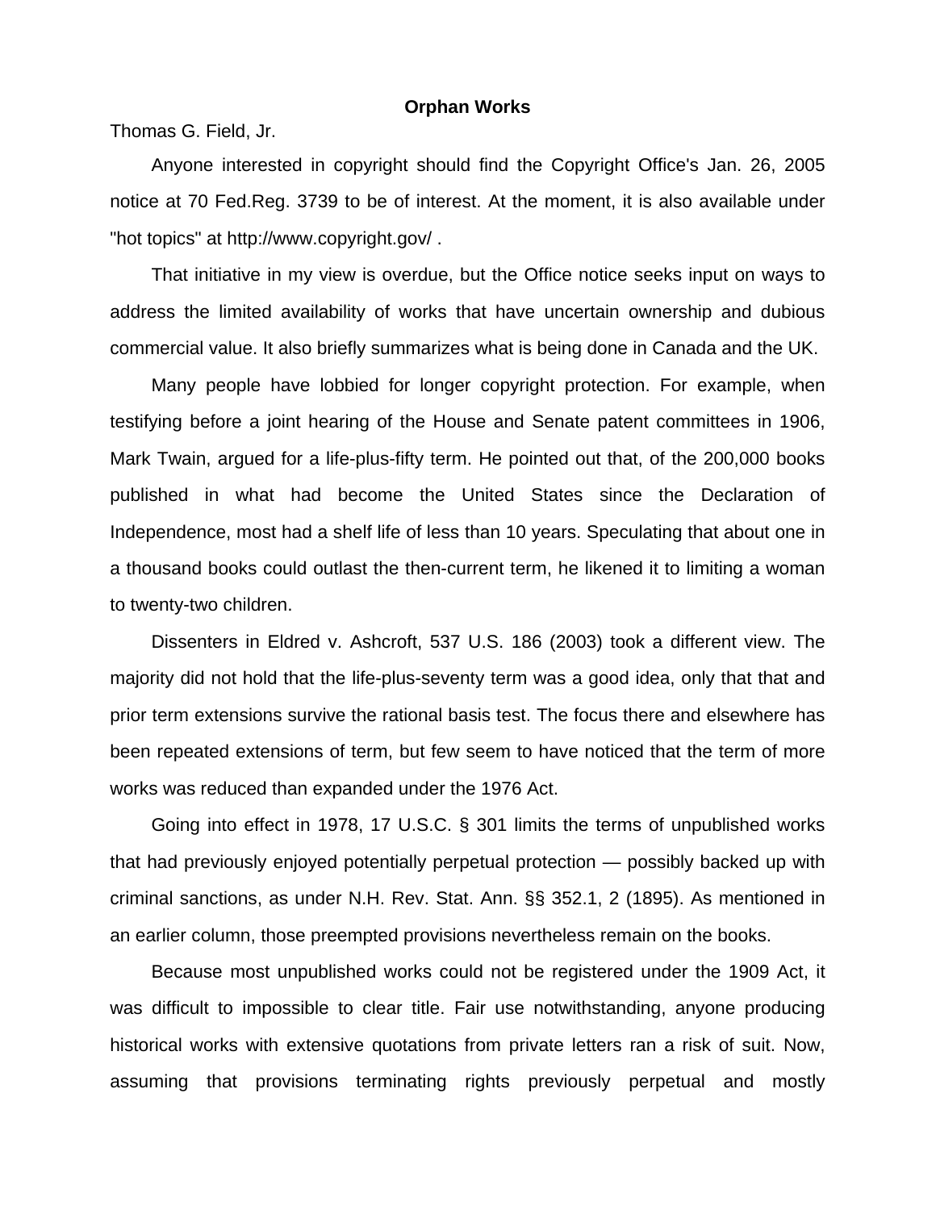# Orphan Works

Thomas G. Field, Jr.

Anyone interested in copyright should find the Copyright Office's Jan. 26, 2005 notice at 70 Fed.Reg. 3739 to be of interest. At the moment, it is also available under "hot topics" at http://www.copyright.gov/ .

That initiative in my view is overdue, but the Office notice seeks input on ways to address the limited availability of works that have uncertain ownership and dubious commercial value. It also briefly summarizes what is being done in Canada and the UK.

Many people have lobbied for longer copyright protection. For example, when testifying before a joint hearing of the House and Senate patent committees in 1906, Mark Twain, argued for a life-plus-fifty term. He pointed out that, of the 200,000 books published in what had become the United States since the Declaration of Independence, most had a shelf life of less than 10 years. Speculating that about one in a thousand books could outlast the then-current term, he likened it to limiting a woman to twenty-two children.

Dissenters in Eldred v. Ashcroft, 537 U.S. 186 (2003) took a different view. The majority did not hold that the life-plus-seventy term was a good idea, only that that and prior term extensions survive the rational basis test. The focus there and elsewhere has been repeated extensions of term, but few seem to have noticed that the term of more works was reduced than expanded under the 1976 Act.

Going into effect in 1978, 17 U.S.C. § 301 limits the terms of unpublished works that had previously enjoyed potentially perpetual protection — possibly backed up with criminal sanctions, as under N.H. Rev. Stat. Ann. §§ 352.1, 2 (1895). As mentioned in an earlier column, those preempted provisions nevertheless remain on the books.

Because most unpublished works could not be registered under the 1909 Act, it was difficult to impossible to clear title. Fair use notwithstanding, anyone producing historical works with extensive quotations from private letters ran a risk of suit. Now, assuming that provisions terminating rights previously perpetual and mostly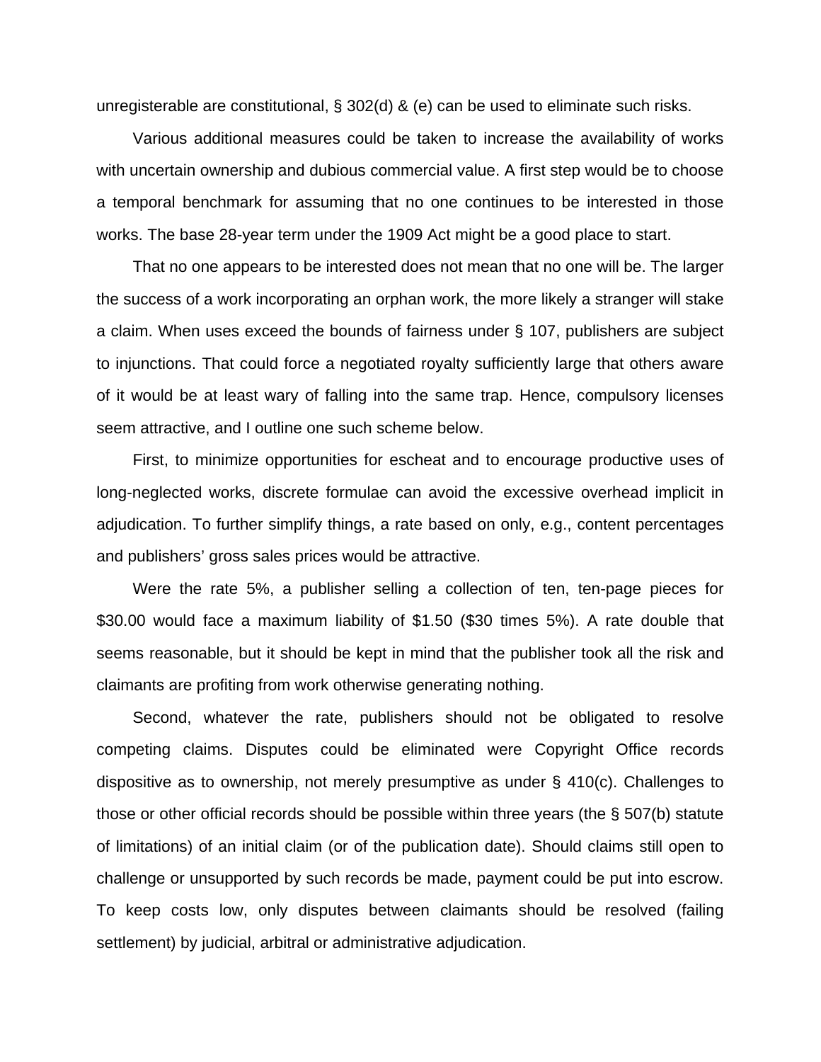unregisterable are constitutional, § 302(d) & (e) can be used to eliminate such risks.

Various additional measures could be taken to increase the availability of works with uncertain ownership and dubious commercial value. A first step would be to choose a temporal benchmark for assuming that no one continues to be interested in those works. The base 28-year term under the 1909 Act might be a good place to start.

That no one appears to be interested does not mean that no one will be. The larger the success of a work incorporating an orphan work, the more likely a stranger will stake a claim. When uses exceed the bounds of fairness under § 107, publishers are subject to injunctions. That could force a negotiated royalty sufficiently large that others aware of it would be at least wary of falling into the same trap. Hence, compulsory licenses seem attractive, and I outline one such scheme below.

First, to minimize opportunities for escheat and to encourage productive uses of long-neglected works, discrete formulae can avoid the excessive overhead implicit in adjudication. To further simplify things, a rate based on only, e.g., content percentages and publishers' gross sales prices would be attractive.

Were the rate 5%, a publisher selling a collection of ten, ten-page pieces for $30.00 would face a maximum liability of $1.50 ($30 times 5%). A rate double that seems reasonable, but it should be kept in mind that the publisher took all the risk and claimants are profiting from work otherwise generating nothing.

Second, whatever the rate, publishers should not be obligated to resolve competing claims. Disputes could be eliminated were Copyright Office records dispositive as to ownership, not merely presumptive as under § 410(c). Challenges to those or other official records should be possible within three years (the § 507(b) statute of limitations) of an initial claim (or of the publication date). Should claims still open to challenge or unsupported by such records be made, payment could be put into escrow. To keep costs low, only disputes between claimants should be resolved (failing settlement) by judicial, arbitral or administrative adjudication.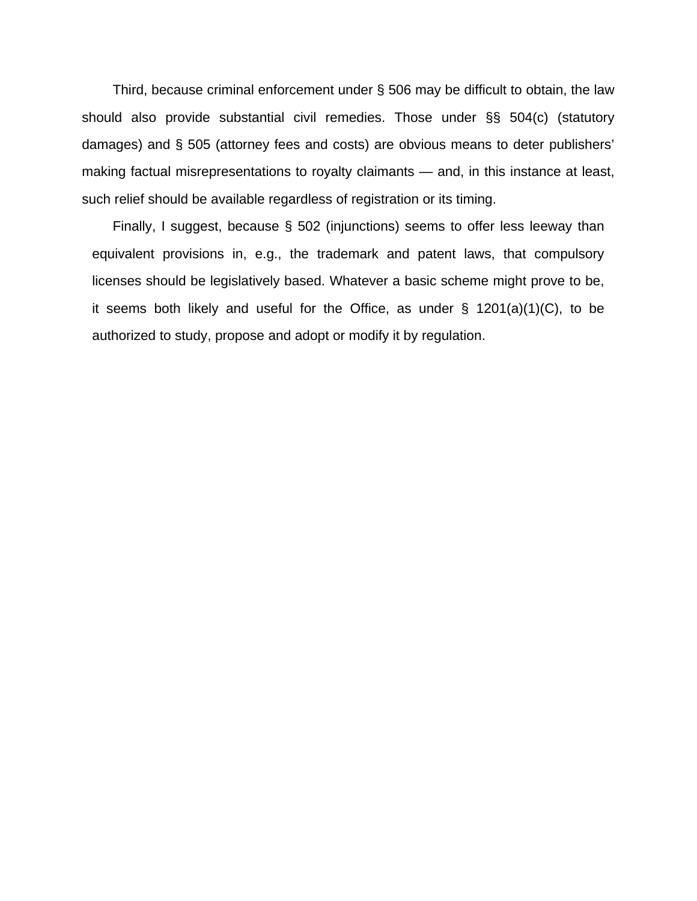Third, because criminal enforcement under § 506 may be difficult to obtain, the law should also provide substantial civil remedies. Those under §§ 504(c) (statutory damages) and § 505 (attorney fees and costs) are obvious means to deter publishers' making factual misrepresentations to royalty claimants — and, in this instance at least, such relief should be available regardless of registration or its timing.

Finally, I suggest, because § 502 (injunctions) seems to offer less leeway than equivalent provisions in, e.g., the trademark and patent laws, that compulsory licenses should be legislatively based. Whatever a basic scheme might prove to be, it seems both likely and useful for the Office, as under § 1201(a)(1)(C), to be authorized to study, propose and adopt or modify it by regulation.